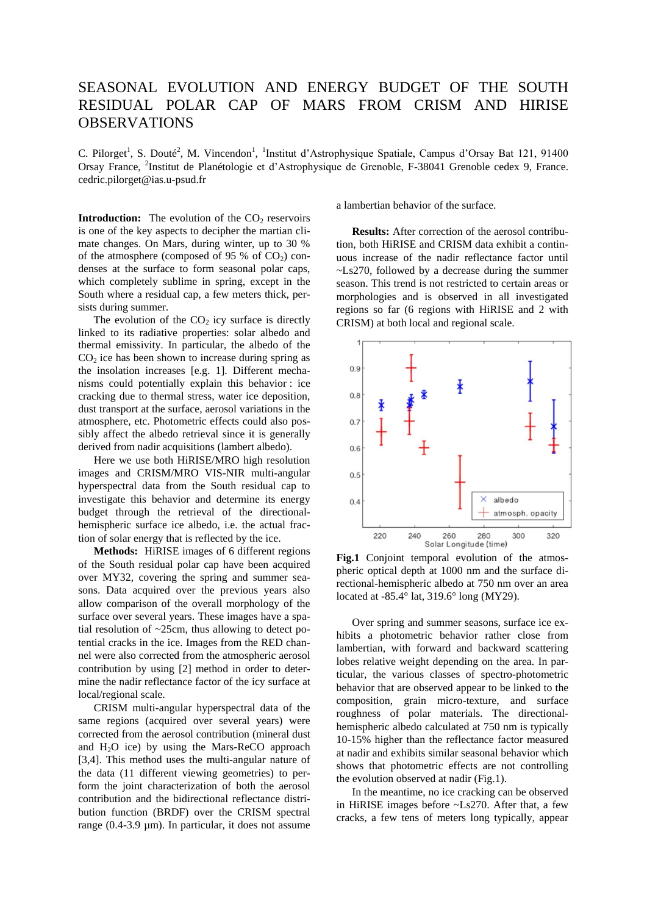# SEASONAL EVOLUTION AND ENERGY BUDGET OF THE SOUTH RESIDUAL POLAR CAP OF MARS FROM CRISM AND HIRISE OBSERVATIONS

C. Pilorget[1], S. Douté[2], M. Vincendon[1], [1]Institut d'Astrophysique Spatiale, Campus d'Orsay Bat 121, 91400 Orsay France, [2]Institut de Planétologie et d'Astrophysique de Grenoble, F-38041 Grenoble cedex 9, France. cedric.pilorget@ias.u-psud.fr

**Introduction:** The evolution of the $CO_2$ reservoirs is one of the key aspects to decipher the martian climate changes. On Mars, during winter, up to 30 % of the atmosphere (composed of 95 % of $CO_2$) condenses at the surface to form seasonal polar caps, which completely sublime in spring, except in the South where a residual cap, a few meters thick, persists during summer.

The evolution of the $CO_2$ icy surface is directly linked to its radiative properties: solar albedo and thermal emissivity. In particular, the albedo of the $CO_2$ ice has been shown to increase during spring as the insolation increases [e.g. 1]. Different mechanisms could potentially explain this behavior : ice cracking due to thermal stress, water ice deposition, dust transport at the surface, aerosol variations in the atmosphere, etc. Photometric effects could also possibly affect the albedo retrieval since it is generally derived from nadir acquisitions (lambert albedo).

Here we use both HiRISE/MRO high resolution images and CRISM/MRO VIS-NIR multi-angular hyperspectral data from the South residual cap to investigate this behavior and determine its energy budget through the retrieval of the directional-hemispheric surface ice albedo, i.e. the actual fraction of solar energy that is reflected by the ice.

**Methods:** HiRISE images of 6 different regions of the South residual polar cap have been acquired over MY32, covering the spring and summer seasons. Data acquired over the previous years also allow comparison of the overall morphology of the surface over several years. These images have a spatial resolution of ~25cm, thus allowing to detect potential cracks in the ice. Images from the RED channel were also corrected from the atmospheric aerosol contribution by using [2] method in order to determine the nadir reflectance factor of the icy surface at local/regional scale.

CRISM multi-angular hyperspectral data of the same regions (acquired over several years) were corrected from the aerosol contribution (mineral dust and $H_2O$ ice) by using the Mars-ReCO approach [3,4]. This method uses the multi-angular nature of the data (11 different viewing geometries) to perform the joint characterization of both the aerosol contribution and the bidirectional reflectance distribution function (BRDF) over the CRISM spectral range (0.4-3.9 µm). In particular, it does not assume a lambertian behavior of the surface.

**Results:** After correction of the aerosol contribution, both HiRISE and CRISM data exhibit a continuous increase of the nadir reflectance factor until ~Ls270, followed by a decrease during the summer season. This trend is not restricted to certain areas or morphologies and is observed in all investigated regions so far (6 regions with HiRISE and 2 with CRISM) at both local and regional scale.

**Fig.1** Conjoint temporal evolution of the atmospheric optical depth at 1000 nm and the surface directional-hemispheric albedo at 750 nm over an area located at -85.4° lat, 319.6° long (MY29).

Over spring and summer seasons, surface ice exhibits a photometric behavior rather close from lambertian, with forward and backward scattering lobes relative weight depending on the area. In particular, the various classes of spectro-photometric behavior that are observed appear to be linked to the composition, grain micro-texture, and surface roughness of polar materials. The directional-hemispheric albedo calculated at 750 nm is typically 10-15% higher than the reflectance factor measured at nadir and exhibits similar seasonal behavior which shows that photometric effects are not controlling the evolution observed at nadir (Fig.1).

In the meantime, no ice cracking can be observed in HiRISE images before ~Ls270. After that, a few cracks, a few tens of meters long typically, appear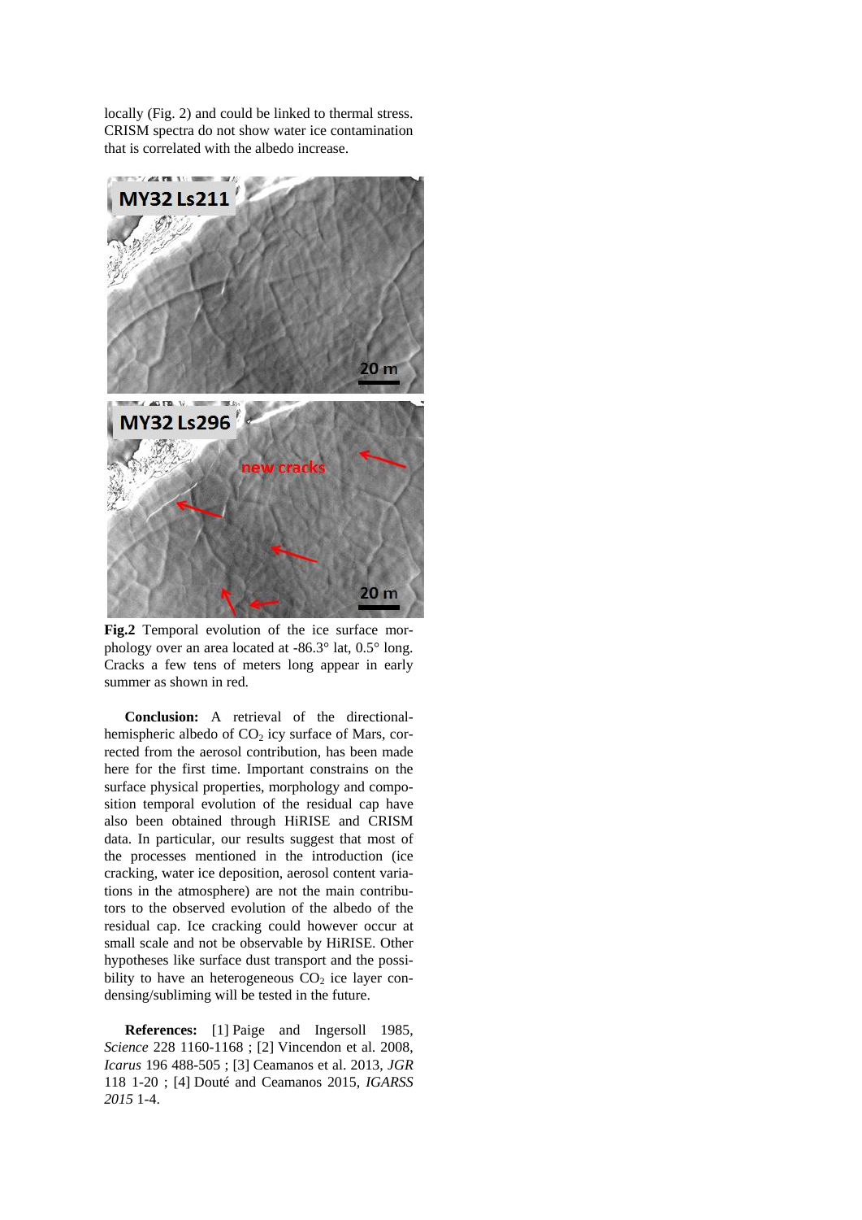locally (Fig. 2) and could be linked to thermal stress. CRISM spectra do not show water ice contamination that is correlated with the albedo increase.

MY32 Ls211

20 m

MY32 Ls296

new cracks

20 m

**Fig.2** Temporal evolution of the ice surface morphology over an area located at -86.3° lat, 0.5° long. Cracks a few tens of meters long appear in early summer as shown in red.

**Conclusion:** A retrieval of the directional-hemispheric albedo of $CO_2$ icy surface of Mars, corrected from the aerosol contribution, has been made here for the first time. Important constrains on the surface physical properties, morphology and composition temporal evolution of the residual cap have also been obtained through HiRISE and CRISM data. In particular, our results suggest that most of the processes mentioned in the introduction (ice cracking, water ice deposition, aerosol content variations in the atmosphere) are not the main contributors to the observed evolution of the albedo of the residual cap. Ice cracking could however occur at small scale and not be observable by HiRISE. Other hypotheses like surface dust transport and the possibility to have an heterogeneous $CO_2$ ice layer condensing/subliming will be tested in the future.

**References:** [1] Paige and Ingersoll 1985, *Science* 228 1160-1168 ; [2] Vincendon et al. 2008, *Icarus* 196 488-505 ; [3] Ceamanos et al. 2013, *JGR* 118 1-20 ; [4] Douté and Ceamanos 2015, *IGARSS 2015* 1-4.